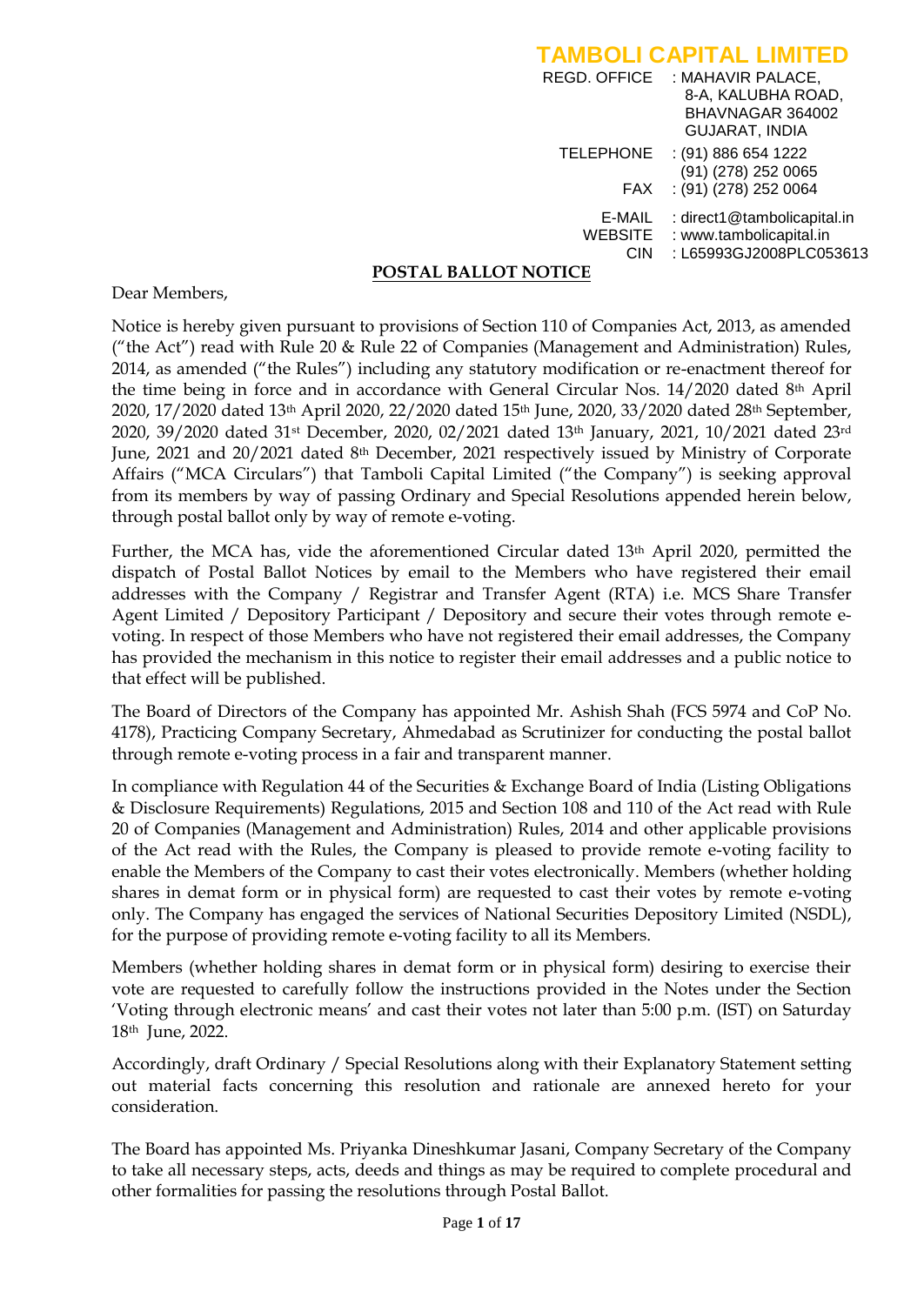# TAMBOLI CAPITAL LIMITED

REGD. OFFICE : MAHAVIR PALACE, 8-A, KALUBHA ROAD, BHAVNAGAR 364002 GUJARAT, INDIA

TELEPHONE : (91) 886 654 1222
(91) (278) 252 0065

FAX : (91) (278) 252 0064

E-MAIL : direct1@tambolicapital.in

WEBSITE : www.tambolicapital.in

CIN : L65993GJ2008PLC053613

## POSTAL BALLOT NOTICE

Dear Members,

Notice is hereby given pursuant to provisions of Section 110 of Companies Act, 2013, as amended ("the Act") read with Rule 20 & Rule 22 of Companies (Management and Administration) Rules, 2014, as amended ("the Rules") including any statutory modification or re-enactment thereof for the time being in force and in accordance with General Circular Nos. 14/2020 dated 8th April 2020, 17/2020 dated 13th April 2020, 22/2020 dated 15th June, 2020, 33/2020 dated 28th September, 2020, 39/2020 dated 31st December, 2020, 02/2021 dated 13th January, 2021, 10/2021 dated 23rd June, 2021 and 20/2021 dated 8th December, 2021 respectively issued by Ministry of Corporate Affairs ("MCA Circulars") that Tamboli Capital Limited ("the Company") is seeking approval from its members by way of passing Ordinary and Special Resolutions appended herein below, through postal ballot only by way of remote e-voting.

Further, the MCA has, vide the aforementioned Circular dated 13th April 2020, permitted the dispatch of Postal Ballot Notices by email to the Members who have registered their email addresses with the Company / Registrar and Transfer Agent (RTA) i.e. MCS Share Transfer Agent Limited / Depository Participant / Depository and secure their votes through remote e-voting. In respect of those Members who have not registered their email addresses, the Company has provided the mechanism in this notice to register their email addresses and a public notice to that effect will be published.

The Board of Directors of the Company has appointed Mr. Ashish Shah (FCS 5974 and CoP No. 4178), Practicing Company Secretary, Ahmedabad as Scrutinizer for conducting the postal ballot through remote e-voting process in a fair and transparent manner.

In compliance with Regulation 44 of the Securities & Exchange Board of India (Listing Obligations & Disclosure Requirements) Regulations, 2015 and Section 108 and 110 of the Act read with Rule 20 of Companies (Management and Administration) Rules, 2014 and other applicable provisions of the Act read with the Rules, the Company is pleased to provide remote e-voting facility to enable the Members of the Company to cast their votes electronically. Members (whether holding shares in demat form or in physical form) are requested to cast their votes by remote e-voting only. The Company has engaged the services of National Securities Depository Limited (NSDL), for the purpose of providing remote e-voting facility to all its Members.

Members (whether holding shares in demat form or in physical form) desiring to exercise their vote are requested to carefully follow the instructions provided in the Notes under the Section 'Voting through electronic means' and cast their votes not later than 5:00 p.m. (IST) on Saturday 18th June, 2022.

Accordingly, draft Ordinary / Special Resolutions along with their Explanatory Statement setting out material facts concerning this resolution and rationale are annexed hereto for your consideration.

The Board has appointed Ms. Priyanka Dineshkumar Jasani, Company Secretary of the Company to take all necessary steps, acts, deeds and things as may be required to complete procedural and other formalities for passing the resolutions through Postal Ballot.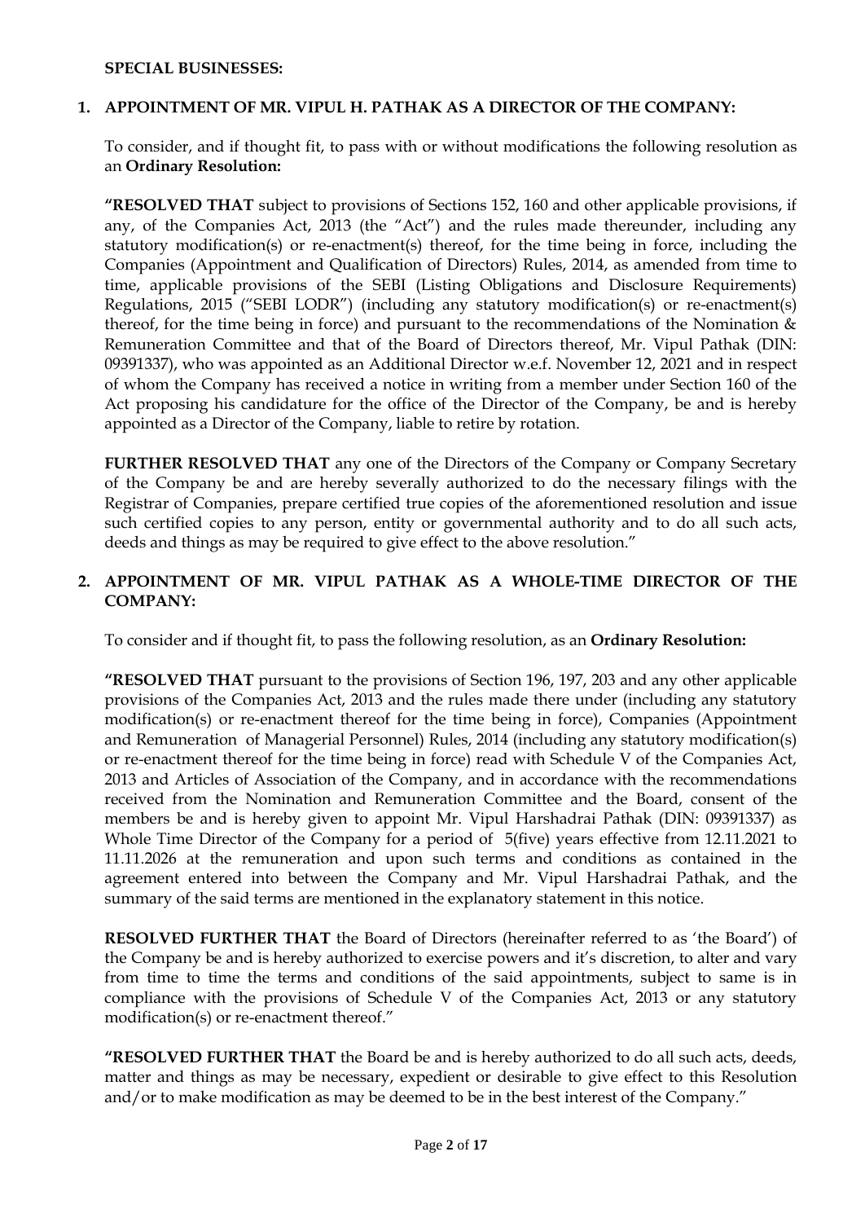**SPECIAL BUSINESSES:**

**1. APPOINTMENT OF MR. VIPUL H. PATHAK AS A DIRECTOR OF THE COMPANY:**

To consider, and if thought fit, to pass with or without modifications the following resolution as an **Ordinary Resolution:**

**"RESOLVED THAT** subject to provisions of Sections 152, 160 and other applicable provisions, if any, of the Companies Act, 2013 (the "Act") and the rules made thereunder, including any statutory modification(s) or re-enactment(s) thereof, for the time being in force, including the Companies (Appointment and Qualification of Directors) Rules, 2014, as amended from time to time, applicable provisions of the SEBI (Listing Obligations and Disclosure Requirements) Regulations, 2015 ("SEBI LODR") (including any statutory modification(s) or re-enactment(s) thereof, for the time being in force) and pursuant to the recommendations of the Nomination & Remuneration Committee and that of the Board of Directors thereof, Mr. Vipul Pathak (DIN: 09391337), who was appointed as an Additional Director w.e.f. November 12, 2021 and in respect of whom the Company has received a notice in writing from a member under Section 160 of the Act proposing his candidature for the office of the Director of the Company, be and is hereby appointed as a Director of the Company, liable to retire by rotation.

**FURTHER RESOLVED THAT** any one of the Directors of the Company or Company Secretary of the Company be and are hereby severally authorized to do the necessary filings with the Registrar of Companies, prepare certified true copies of the aforementioned resolution and issue such certified copies to any person, entity or governmental authority and to do all such acts, deeds and things as may be required to give effect to the above resolution."

**2. APPOINTMENT OF MR. VIPUL PATHAK AS A WHOLE-TIME DIRECTOR OF THE COMPANY:**

To consider and if thought fit, to pass the following resolution, as an **Ordinary Resolution:**

**"RESOLVED THAT** pursuant to the provisions of Section 196, 197, 203 and any other applicable provisions of the Companies Act, 2013 and the rules made there under (including any statutory modification(s) or re-enactment thereof for the time being in force), Companies (Appointment and Remuneration of Managerial Personnel) Rules, 2014 (including any statutory modification(s) or re-enactment thereof for the time being in force) read with Schedule V of the Companies Act, 2013 and Articles of Association of the Company, and in accordance with the recommendations received from the Nomination and Remuneration Committee and the Board, consent of the members be and is hereby given to appoint Mr. Vipul Harshadrai Pathak (DIN: 09391337) as Whole Time Director of the Company for a period of 5(five) years effective from 12.11.2021 to 11.11.2026 at the remuneration and upon such terms and conditions as contained in the agreement entered into between the Company and Mr. Vipul Harshadrai Pathak, and the summary of the said terms are mentioned in the explanatory statement in this notice.

**RESOLVED FURTHER THAT** the Board of Directors (hereinafter referred to as 'the Board') of the Company be and is hereby authorized to exercise powers and it's discretion, to alter and vary from time to time the terms and conditions of the said appointments, subject to same is in compliance with the provisions of Schedule V of the Companies Act, 2013 or any statutory modification(s) or re-enactment thereof."

**"RESOLVED FURTHER THAT** the Board be and is hereby authorized to do all such acts, deeds, matter and things as may be necessary, expedient or desirable to give effect to this Resolution and/or to make modification as may be deemed to be in the best interest of the Company."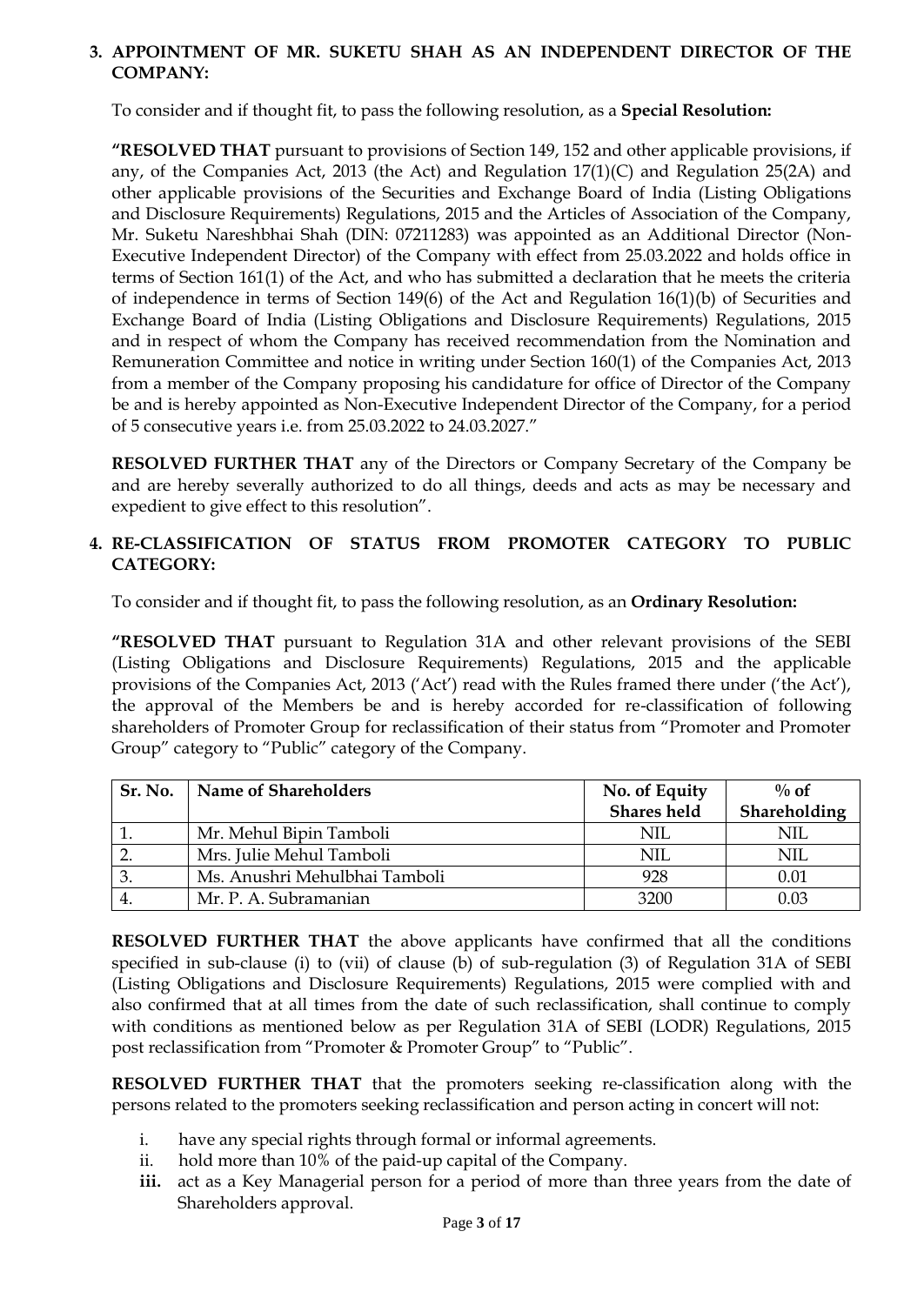**3. APPOINTMENT OF MR. SUKETU SHAH AS AN INDEPENDENT DIRECTOR OF THE COMPANY:**

To consider and if thought fit, to pass the following resolution, as a **Special Resolution:**

**"RESOLVED THAT** pursuant to provisions of Section 149, 152 and other applicable provisions, if any, of the Companies Act, 2013 (the Act) and Regulation 17(1)(C) and Regulation 25(2A) and other applicable provisions of the Securities and Exchange Board of India (Listing Obligations and Disclosure Requirements) Regulations, 2015 and the Articles of Association of the Company, Mr. Suketu Nareshbhai Shah (DIN: 07211283) was appointed as an Additional Director (Non-Executive Independent Director) of the Company with effect from 25.03.2022 and holds office in terms of Section 161(1) of the Act, and who has submitted a declaration that he meets the criteria of independence in terms of Section 149(6) of the Act and Regulation 16(1)(b) of Securities and Exchange Board of India (Listing Obligations and Disclosure Requirements) Regulations, 2015 and in respect of whom the Company has received recommendation from the Nomination and Remuneration Committee and notice in writing under Section 160(1) of the Companies Act, 2013 from a member of the Company proposing his candidature for office of Director of the Company be and is hereby appointed as Non-Executive Independent Director of the Company, for a period of 5 consecutive years i.e. from 25.03.2022 to 24.03.2027."

**RESOLVED FURTHER THAT** any of the Directors or Company Secretary of the Company be and are hereby severally authorized to do all things, deeds and acts as may be necessary and expedient to give effect to this resolution".

**4. RE-CLASSIFICATION OF STATUS FROM PROMOTER CATEGORY TO PUBLIC CATEGORY:**

To consider and if thought fit, to pass the following resolution, as an **Ordinary Resolution:**

**"RESOLVED THAT** pursuant to Regulation 31A and other relevant provisions of the SEBI (Listing Obligations and Disclosure Requirements) Regulations, 2015 and the applicable provisions of the Companies Act, 2013 ('Act') read with the Rules framed there under ('the Act'), the approval of the Members be and is hereby accorded for re-classification of following shareholders of Promoter Group for reclassification of their status from "Promoter and Promoter Group" category to "Public" category of the Company.

| Sr. No. | Name of Shareholders | No. of Equity Shares held | % of Shareholding |
|---|---|---|---|
| 1. | Mr. Mehul Bipin Tamboli | NIL | NIL |
| 2. | Mrs. Julie Mehul Tamboli | NIL | NIL |
| 3. | Ms. Anushri Mehulbhai Tamboli | 928 | 0.01 |
| 4. | Mr. P. A. Subramanian | 3200 | 0.03 |

**RESOLVED FURTHER THAT** the above applicants have confirmed that all the conditions specified in sub-clause (i) to (vii) of clause (b) of sub-regulation (3) of Regulation 31A of SEBI (Listing Obligations and Disclosure Requirements) Regulations, 2015 were complied with and also confirmed that at all times from the date of such reclassification, shall continue to comply with conditions as mentioned below as per Regulation 31A of SEBI (LODR) Regulations, 2015 post reclassification from "Promoter & Promoter Group" to "Public".

**RESOLVED FURTHER THAT** that the promoters seeking re-classification along with the persons related to the promoters seeking reclassification and person acting in concert will not:

i. have any special rights through formal or informal agreements.
ii. hold more than 10% of the paid-up capital of the Company.
**iii.** act as a Key Managerial person for a period of more than three years from the date of Shareholders approval.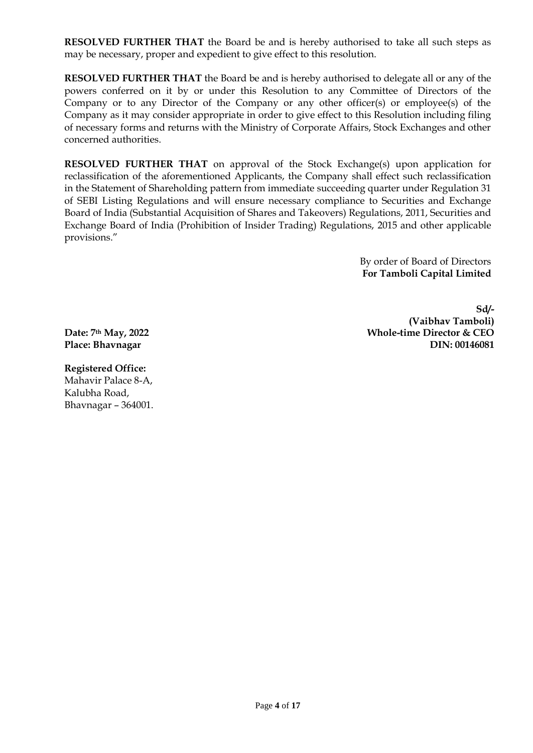**RESOLVED FURTHER THAT** the Board be and is hereby authorised to take all such steps as may be necessary, proper and expedient to give effect to this resolution.

**RESOLVED FURTHER THAT** the Board be and is hereby authorised to delegate all or any of the powers conferred on it by or under this Resolution to any Committee of Directors of the Company or to any Director of the Company or any other officer(s) or employee(s) of the Company as it may consider appropriate in order to give effect to this Resolution including filing of necessary forms and returns with the Ministry of Corporate Affairs, Stock Exchanges and other concerned authorities.

**RESOLVED FURTHER THAT** on approval of the Stock Exchange(s) upon application for reclassification of the aforementioned Applicants, the Company shall effect such reclassification in the Statement of Shareholding pattern from immediate succeeding quarter under Regulation 31 of SEBI Listing Regulations and will ensure necessary compliance to Securities and Exchange Board of India (Substantial Acquisition of Shares and Takeovers) Regulations, 2011, Securities and Exchange Board of India (Prohibition of Insider Trading) Regulations, 2015 and other applicable provisions."

By order of Board of Directors
**For Tamboli Capital Limited**

**Sd/-**
**(Vaibhav Tamboli)**
**Whole-time Director & CEO**
**DIN: 00146081**

**Date: 7th May, 2022**
**Place: Bhavnagar**

**Registered Office:**
Mahavir Palace 8-A,
Kalubha Road,
Bhavnagar – 364001.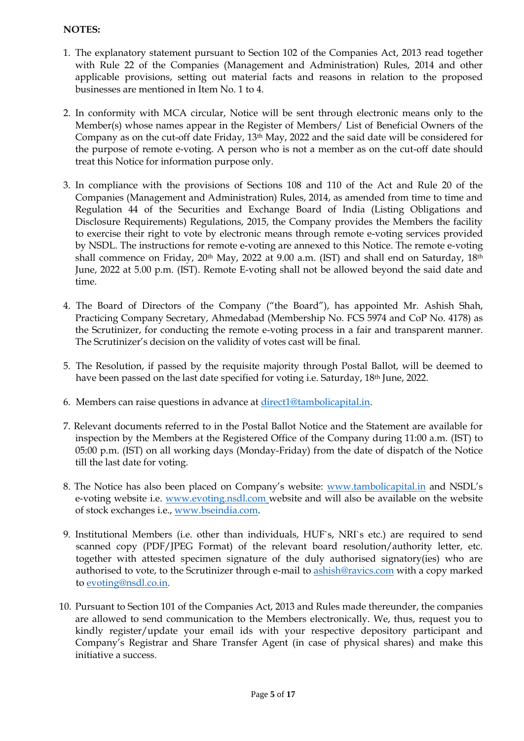**NOTES:**

1. The explanatory statement pursuant to Section 102 of the Companies Act, 2013 read together with Rule 22 of the Companies (Management and Administration) Rules, 2014 and other applicable provisions, setting out material facts and reasons in relation to the proposed businesses are mentioned in Item No. 1 to 4.

2. In conformity with MCA circular, Notice will be sent through electronic means only to the Member(s) whose names appear in the Register of Members/ List of Beneficial Owners of the Company as on the cut-off date Friday, 13th May, 2022 and the said date will be considered for the purpose of remote e-voting. A person who is not a member as on the cut-off date should treat this Notice for information purpose only.

3. In compliance with the provisions of Sections 108 and 110 of the Act and Rule 20 of the Companies (Management and Administration) Rules, 2014, as amended from time to time and Regulation 44 of the Securities and Exchange Board of India (Listing Obligations and Disclosure Requirements) Regulations, 2015, the Company provides the Members the facility to exercise their right to vote by electronic means through remote e-voting services provided by NSDL. The instructions for remote e-voting are annexed to this Notice. The remote e-voting shall commence on Friday, 20th May, 2022 at 9.00 a.m. (IST) and shall end on Saturday, 18th June, 2022 at 5.00 p.m. (IST). Remote E-voting shall not be allowed beyond the said date and time.

4. The Board of Directors of the Company ("the Board"), has appointed Mr. Ashish Shah, Practicing Company Secretary, Ahmedabad (Membership No. FCS 5974 and CoP No. 4178) as the Scrutinizer, for conducting the remote e-voting process in a fair and transparent manner. The Scrutinizer's decision on the validity of votes cast will be final.

5. The Resolution, if passed by the requisite majority through Postal Ballot, will be deemed to have been passed on the last date specified for voting i.e. Saturday, 18th June, 2022.

6. Members can raise questions in advance at direct1@tambolicapital.in.

7. Relevant documents referred to in the Postal Ballot Notice and the Statement are available for inspection by the Members at the Registered Office of the Company during 11:00 a.m. (IST) to 05:00 p.m. (IST) on all working days (Monday-Friday) from the date of dispatch of the Notice till the last date for voting.

8. The Notice has also been placed on Company's website: www.tambolicapital.in and NSDL's e-voting website i.e. www.evoting.nsdl.com website and will also be available on the website of stock exchanges i.e., www.bseindia.com.

9. Institutional Members (i.e. other than individuals, HUF`s, NRI`s etc.) are required to send scanned copy (PDF/JPEG Format) of the relevant board resolution/authority letter, etc. together with attested specimen signature of the duly authorised signatory(ies) who are authorised to vote, to the Scrutinizer through e-mail to ashish@ravics.com with a copy marked to evoting@nsdl.co.in.

10. Pursuant to Section 101 of the Companies Act, 2013 and Rules made thereunder, the companies are allowed to send communication to the Members electronically. We, thus, request you to kindly register/update your email ids with your respective depository participant and Company's Registrar and Share Transfer Agent (in case of physical shares) and make this initiative a success.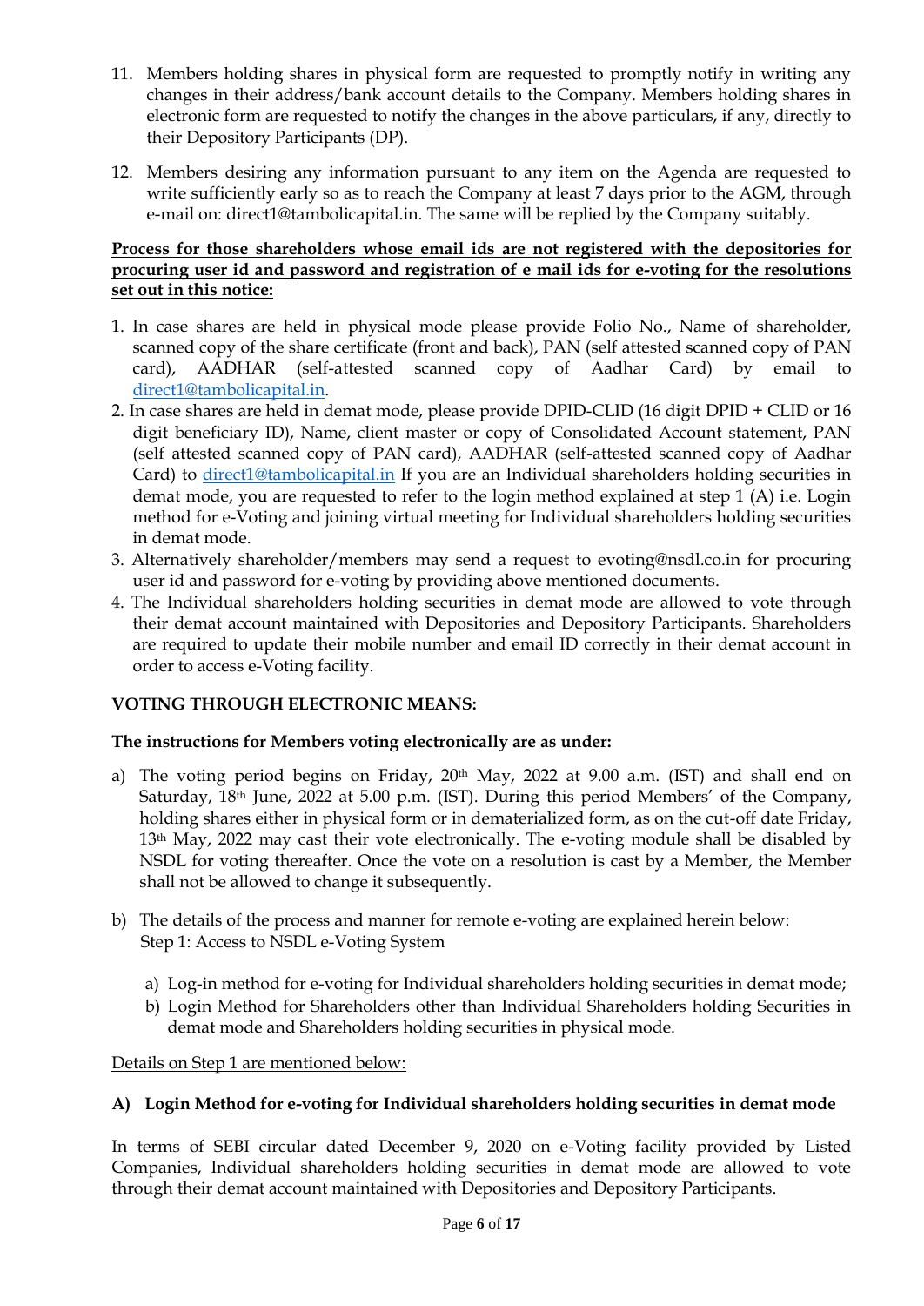11. Members holding shares in physical form are requested to promptly notify in writing any changes in their address/bank account details to the Company. Members holding shares in electronic form are requested to notify the changes in the above particulars, if any, directly to their Depository Participants (DP).

12. Members desiring any information pursuant to any item on the Agenda are requested to write sufficiently early so as to reach the Company at least 7 days prior to the AGM, through e-mail on: direct1@tambolicapital.in. The same will be replied by the Company suitably.

**Process for those shareholders whose email ids are not registered with the depositories for procuring user id and password and registration of e mail ids for e-voting for the resolutions set out in this notice:**

1. In case shares are held in physical mode please provide Folio No., Name of shareholder, scanned copy of the share certificate (front and back), PAN (self attested scanned copy of PAN card), AADHAR (self-attested scanned copy of Aadhar Card) by email to direct1@tambolicapital.in.
2. In case shares are held in demat mode, please provide DPID-CLID (16 digit DPID + CLID or 16 digit beneficiary ID), Name, client master or copy of Consolidated Account statement, PAN (self attested scanned copy of PAN card), AADHAR (self-attested scanned copy of Aadhar Card) to direct1@tambolicapital.in If you are an Individual shareholders holding securities in demat mode, you are requested to refer to the login method explained at step 1 (A) i.e. Login method for e-Voting and joining virtual meeting for Individual shareholders holding securities in demat mode.
3. Alternatively shareholder/members may send a request to evoting@nsdl.co.in for procuring user id and password for e-voting by providing above mentioned documents.
4. The Individual shareholders holding securities in demat mode are allowed to vote through their demat account maintained with Depositories and Depository Participants. Shareholders are required to update their mobile number and email ID correctly in their demat account in order to access e-Voting facility.

**VOTING THROUGH ELECTRONIC MEANS:**

**The instructions for Members voting electronically are as under:**

a) The voting period begins on Friday, 20th May, 2022 at 9.00 a.m. (IST) and shall end on Saturday, 18th June, 2022 at 5.00 p.m. (IST). During this period Members' of the Company, holding shares either in physical form or in dematerialized form, as on the cut-off date Friday, 13th May, 2022 may cast their vote electronically. The e-voting module shall be disabled by NSDL for voting thereafter. Once the vote on a resolution is cast by a Member, the Member shall not be allowed to change it subsequently.

b) The details of the process and manner for remote e-voting are explained herein below:
   Step 1: Access to NSDL e-Voting System

   a) Log-in method for e-voting for Individual shareholders holding securities in demat mode;
   b) Login Method for Shareholders other than Individual Shareholders holding Securities in demat mode and Shareholders holding securities in physical mode.

Details on Step 1 are mentioned below:

**A) Login Method for e-voting for Individual shareholders holding securities in demat mode**

In terms of SEBI circular dated December 9, 2020 on e-Voting facility provided by Listed Companies, Individual shareholders holding securities in demat mode are allowed to vote through their demat account maintained with Depositories and Depository Participants.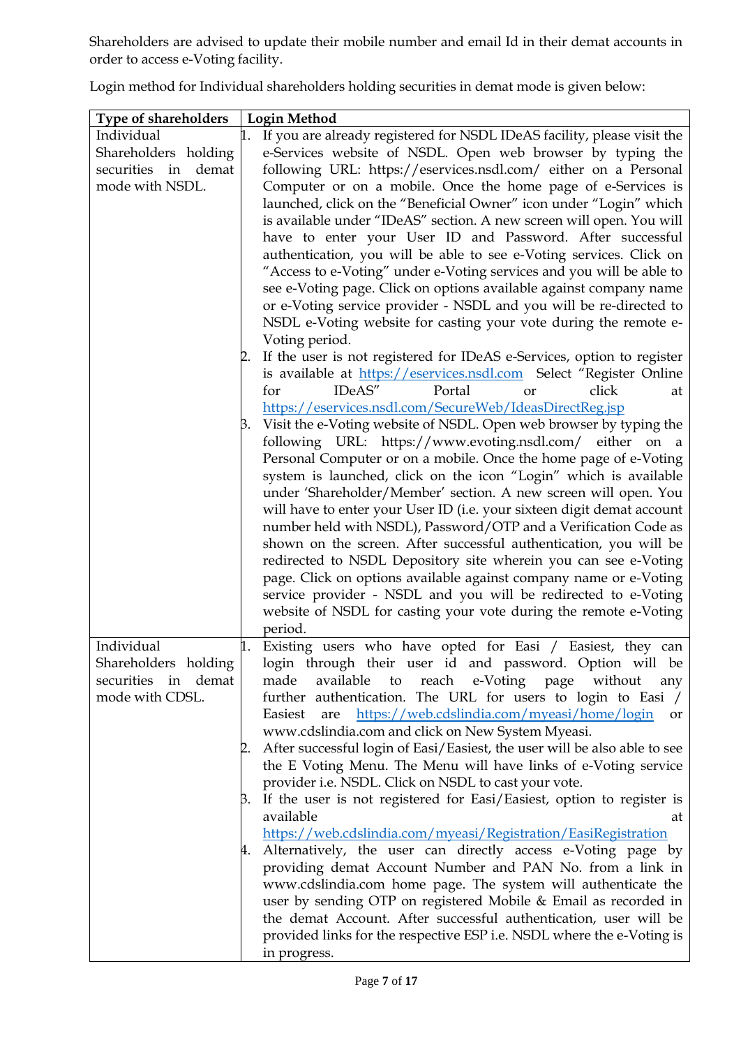Shareholders are advised to update their mobile number and email Id in their demat accounts in order to access e-Voting facility.

Login method for Individual shareholders holding securities in demat mode is given below:

| Type of shareholders | Login Method |
| --- | --- |
| Individual Shareholders holding securities in demat mode with NSDL. | 1. If you are already registered for NSDL IDeAS facility, please visit the e-Services website of NSDL. Open web browser by typing the following URL: https://eservices.nsdl.com/ either on a Personal Computer or on a mobile. Once the home page of e-Services is launched, click on the "Beneficial Owner" icon under "Login" which is available under "IDeAS" section. A new screen will open. You will have to enter your User ID and Password. After successful authentication, you will be able to see e-Voting services. Click on "Access to e-Voting" under e-Voting services and you will be able to see e-Voting page. Click on options available against company name or e-Voting service provider - NSDL and you will be re-directed to NSDL e-Voting website for casting your vote during the remote e-Voting period.<br>2. If the user is not registered for IDeAS e-Services, option to register is available at https://eservices.nsdl.com Select "Register Online for IDeAS" Portal or click at https://eservices.nsdl.com/SecureWeb/IdeasDirectReg.jsp<br>3. Visit the e-Voting website of NSDL. Open web browser by typing the following URL: https://www.evoting.nsdl.com/ either on a Personal Computer or on a mobile. Once the home page of e-Voting system is launched, click on the icon "Login" which is available under 'Shareholder/Member' section. A new screen will open. You will have to enter your User ID (i.e. your sixteen digit demat account number held with NSDL), Password/OTP and a Verification Code as shown on the screen. After successful authentication, you will be redirected to NSDL Depository site wherein you can see e-Voting page. Click on options available against company name or e-Voting service provider - NSDL and you will be redirected to e-Voting website of NSDL for casting your vote during the remote e-Voting period. |
| Individual Shareholders holding securities in demat mode with CDSL. | 1. Existing users who have opted for Easi / Easiest, they can login through their user id and password. Option will be made available to reach e-Voting page without any further authentication. The URL for users to login to Easi / Easiest are https://web.cdslindia.com/myeasi/home/login or www.cdslindia.com and click on New System Myeasi.<br>2. After successful login of Easi/Easiest, the user will be also able to see the E Voting Menu. The Menu will have links of e-Voting service provider i.e. NSDL. Click on NSDL to cast your vote.<br>3. If the user is not registered for Easi/Easiest, option to register is available at https://web.cdslindia.com/myeasi/Registration/EasiRegistration<br>4. Alternatively, the user can directly access e-Voting page by providing demat Account Number and PAN No. from a link in www.cdslindia.com home page. The system will authenticate the user by sending OTP on registered Mobile & Email as recorded in the demat Account. After successful authentication, user will be provided links for the respective ESP i.e. NSDL where the e-Voting is in progress. |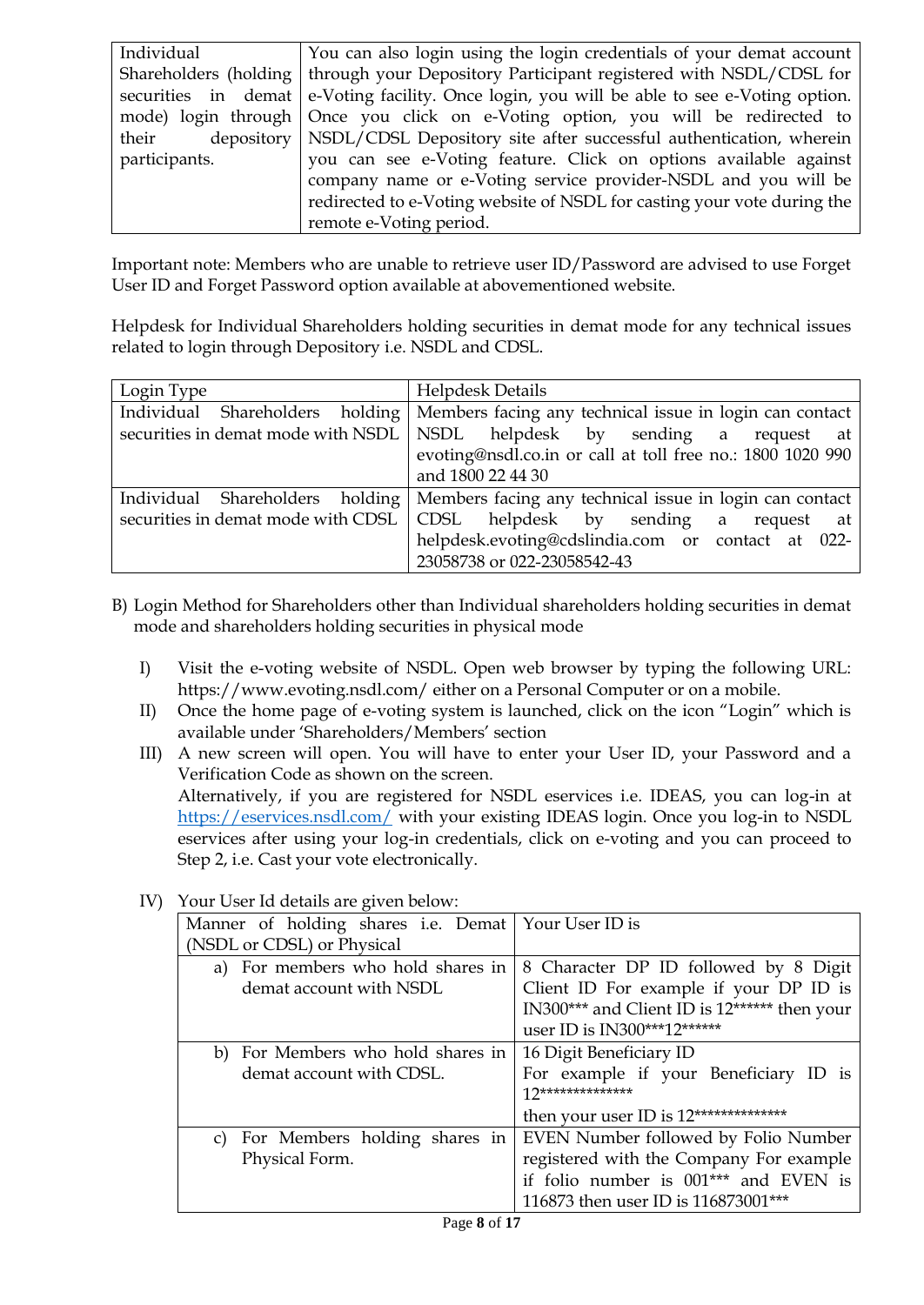| Individual Shareholders (holding securities in demat mode) login through their depository participants. | You can also login using the login credentials of your demat account through your Depository Participant registered with NSDL/CDSL for e-Voting facility. Once login, you will be able to see e-Voting option. Once you click on e-Voting option, you will be redirected to NSDL/CDSL Depository site after successful authentication, wherein you can see e-Voting feature. Click on options available against company name or e-Voting service provider-NSDL and you will be redirected to e-Voting website of NSDL for casting your vote during the remote e-Voting period. |
|---|---|

Important note: Members who are unable to retrieve user ID/Password are advised to use Forget User ID and Forget Password option available at abovementioned website.

Helpdesk for Individual Shareholders holding securities in demat mode for any technical issues related to login through Depository i.e. NSDL and CDSL.

| Login Type | Helpdesk Details |
|---|---|
| Individual Shareholders holding securities in demat mode with NSDL | Members facing any technical issue in login can contact NSDL helpdesk by sending a request at evoting@nsdl.co.in or call at toll free no.: 1800 1020 990 and 1800 22 44 30 |
| Individual Shareholders holding securities in demat mode with CDSL | Members facing any technical issue in login can contact CDSL helpdesk by sending a request at helpdesk.evoting@cdslindia.com or contact at 022-23058738 or 022-23058542-43 |

B) Login Method for Shareholders other than Individual shareholders holding securities in demat mode and shareholders holding securities in physical mode

I) Visit the e-voting website of NSDL. Open web browser by typing the following URL: https://www.evoting.nsdl.com/ either on a Personal Computer or on a mobile.

II) Once the home page of e-voting system is launched, click on the icon "Login" which is available under 'Shareholders/Members' section

III) A new screen will open. You will have to enter your User ID, your Password and a Verification Code as shown on the screen.
Alternatively, if you are registered for NSDL eservices i.e. IDEAS, you can log-in at https://eservices.nsdl.com/ with your existing IDEAS login. Once you log-in to NSDL eservices after using your log-in credentials, click on e-voting and you can proceed to Step 2, i.e. Cast your vote electronically.

IV) Your User Id details are given below:

| Manner of holding shares i.e. Demat (NSDL or CDSL) or Physical | Your User ID is |
|---|---|
| a) For members who hold shares in demat account with NSDL | 8 Character DP ID followed by 8 Digit Client ID For example if your DP ID is IN300*** and Client ID is 12****** then your user ID is IN300***12****** |
| b) For Members who hold shares in demat account with CDSL. | 16 Digit Beneficiary ID For example if your Beneficiary ID is 12************** then your user ID is 12************** |
| c) For Members holding shares in Physical Form. | EVEN Number followed by Folio Number registered with the Company For example if folio number is 001*** and EVEN is 116873 then user ID is 116873001*** |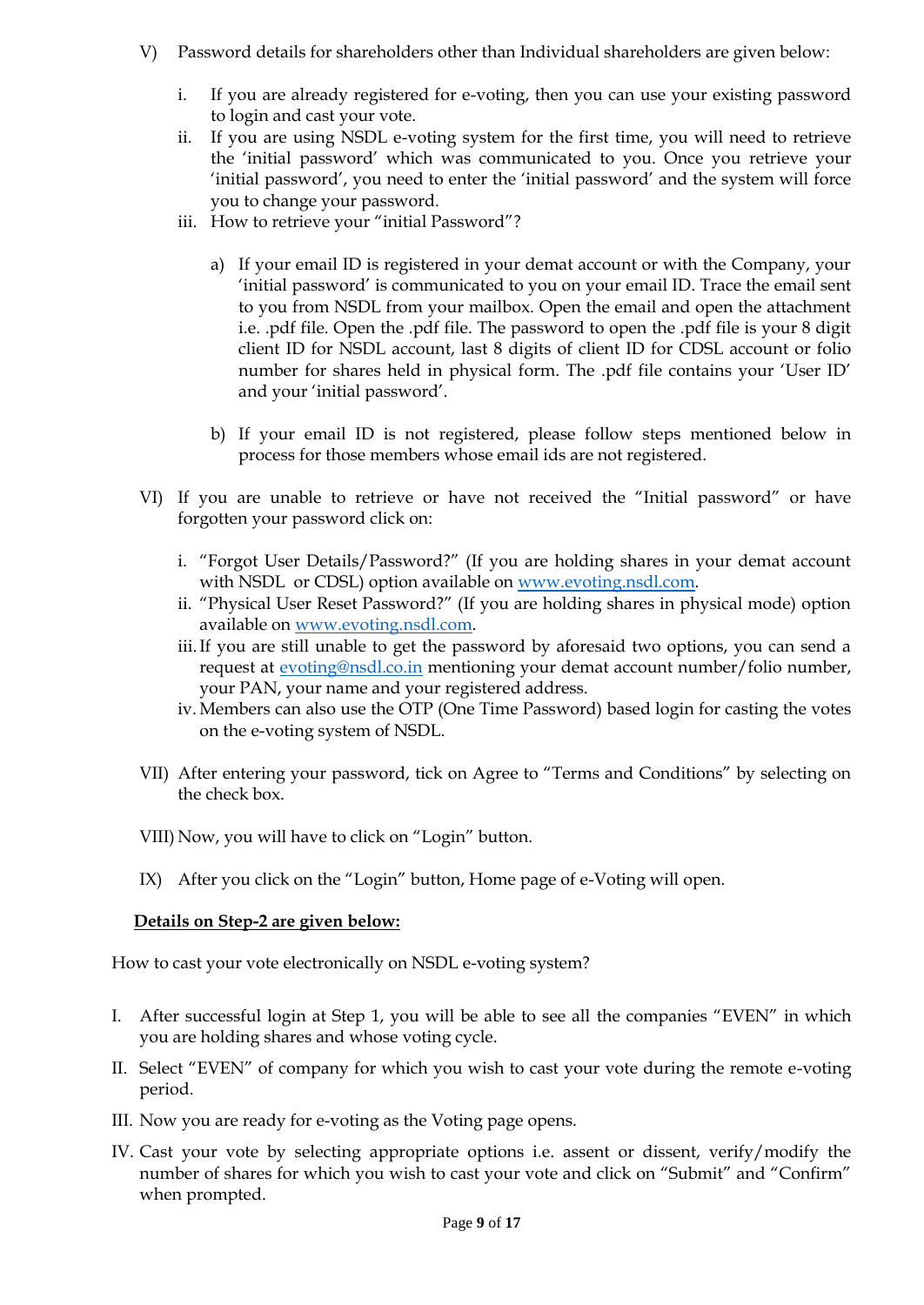V) Password details for shareholders other than Individual shareholders are given below:

   i. If you are already registered for e-voting, then you can use your existing password to login and cast your vote.
   ii. If you are using NSDL e-voting system for the first time, you will need to retrieve the 'initial password' which was communicated to you. Once you retrieve your 'initial password', you need to enter the 'initial password' and the system will force you to change your password.
   iii. How to retrieve your "initial Password"?

      a) If your email ID is registered in your demat account or with the Company, your 'initial password' is communicated to you on your email ID. Trace the email sent to you from NSDL from your mailbox. Open the email and open the attachment i.e. .pdf file. Open the .pdf file. The password to open the .pdf file is your 8 digit client ID for NSDL account, last 8 digits of client ID for CDSL account or folio number for shares held in physical form. The .pdf file contains your 'User ID' and your 'initial password'.

      b) If your email ID is not registered, please follow steps mentioned below in process for those members whose email ids are not registered.

VI) If you are unable to retrieve or have not received the "Initial password" or have forgotten your password click on:

   i. "Forgot User Details/Password?" (If you are holding shares in your demat account with NSDL or CDSL) option available on www.evoting.nsdl.com.
   ii. "Physical User Reset Password?" (If you are holding shares in physical mode) option available on www.evoting.nsdl.com.
   iii. If you are still unable to get the password by aforesaid two options, you can send a request at evoting@nsdl.co.in mentioning your demat account number/folio number, your PAN, your name and your registered address.
   iv. Members can also use the OTP (One Time Password) based login for casting the votes on the e-voting system of NSDL.

VII) After entering your password, tick on Agree to "Terms and Conditions" by selecting on the check box.

VIII) Now, you will have to click on "Login" button.

IX) After you click on the "Login" button, Home page of e-Voting will open.

**<u>Details on Step-2 are given below:</u>**

How to cast your vote electronically on NSDL e-voting system?

I. After successful login at Step 1, you will be able to see all the companies "EVEN" in which you are holding shares and whose voting cycle.

II. Select "EVEN" of company for which you wish to cast your vote during the remote e-voting period.

III. Now you are ready for e-voting as the Voting page opens.

IV. Cast your vote by selecting appropriate options i.e. assent or dissent, verify/modify the number of shares for which you wish to cast your vote and click on "Submit" and "Confirm" when prompted.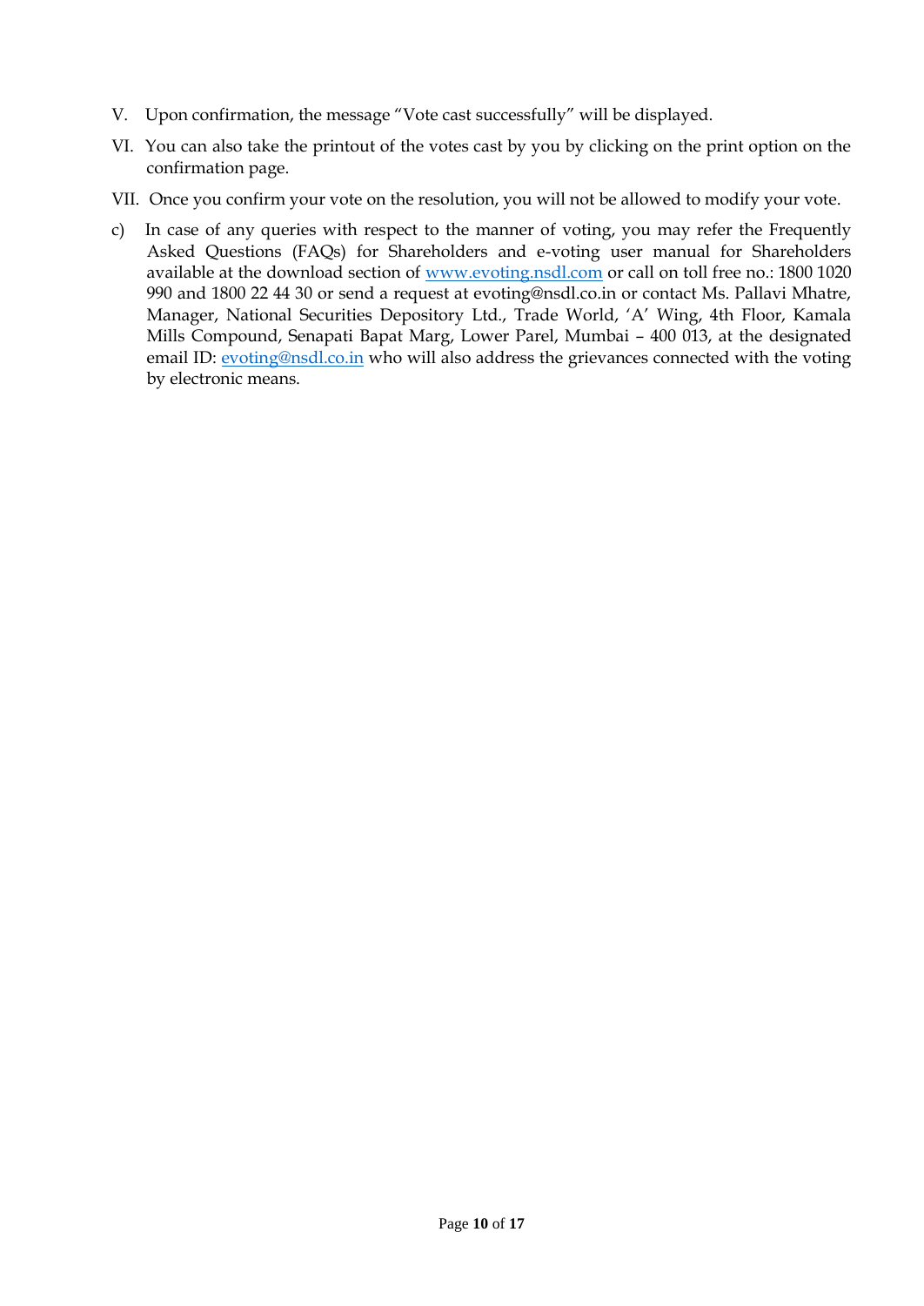V. Upon confirmation, the message "Vote cast successfully" will be displayed.

VI. You can also take the printout of the votes cast by you by clicking on the print option on the confirmation page.

VII. Once you confirm your vote on the resolution, you will not be allowed to modify your vote.

c) In case of any queries with respect to the manner of voting, you may refer the Frequently Asked Questions (FAQs) for Shareholders and e-voting user manual for Shareholders available at the download section of [www.evoting.nsdl.com](www.evoting.nsdl.com) or call on toll free no.: 1800 1020 990 and 1800 22 44 30 or send a request at evoting@nsdl.co.in or contact Ms. Pallavi Mhatre, Manager, National Securities Depository Ltd., Trade World, 'A' Wing, 4th Floor, Kamala Mills Compound, Senapati Bapat Marg, Lower Parel, Mumbai – 400 013, at the designated email ID: [evoting@nsdl.co.in](mailto:evoting@nsdl.co.in) who will also address the grievances connected with the voting by electronic means.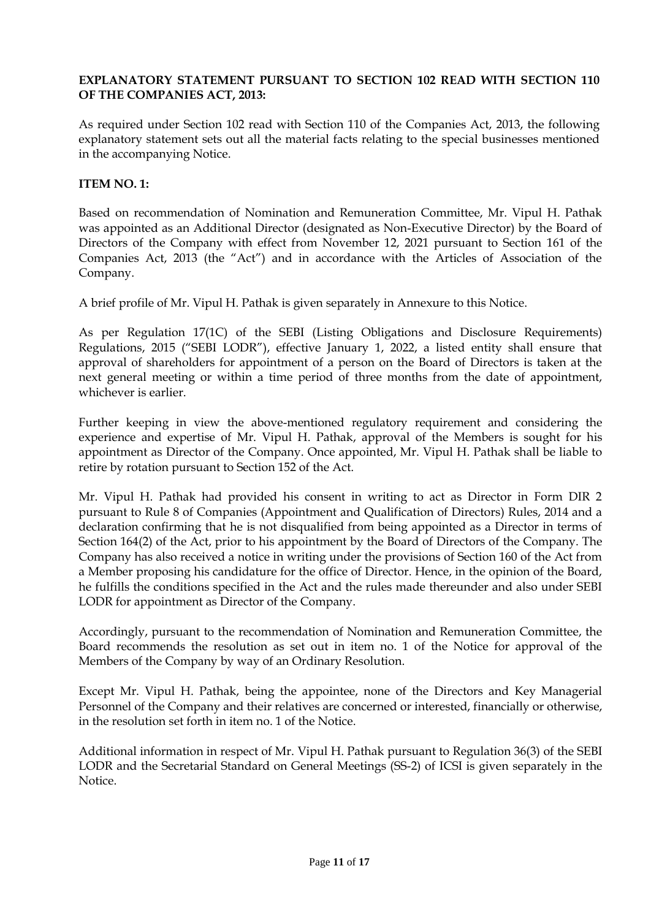**EXPLANATORY STATEMENT PURSUANT TO SECTION 102 READ WITH SECTION 110 OF THE COMPANIES ACT, 2013:**

As required under Section 102 read with Section 110 of the Companies Act, 2013, the following explanatory statement sets out all the material facts relating to the special businesses mentioned in the accompanying Notice.

**ITEM NO. 1:**

Based on recommendation of Nomination and Remuneration Committee, Mr. Vipul H. Pathak was appointed as an Additional Director (designated as Non-Executive Director) by the Board of Directors of the Company with effect from November 12, 2021 pursuant to Section 161 of the Companies Act, 2013 (the "Act") and in accordance with the Articles of Association of the Company.

A brief profile of Mr. Vipul H. Pathak is given separately in Annexure to this Notice.

As per Regulation 17(1C) of the SEBI (Listing Obligations and Disclosure Requirements) Regulations, 2015 ("SEBI LODR"), effective January 1, 2022, a listed entity shall ensure that approval of shareholders for appointment of a person on the Board of Directors is taken at the next general meeting or within a time period of three months from the date of appointment, whichever is earlier.

Further keeping in view the above-mentioned regulatory requirement and considering the experience and expertise of Mr. Vipul H. Pathak, approval of the Members is sought for his appointment as Director of the Company. Once appointed, Mr. Vipul H. Pathak shall be liable to retire by rotation pursuant to Section 152 of the Act.

Mr. Vipul H. Pathak had provided his consent in writing to act as Director in Form DIR 2 pursuant to Rule 8 of Companies (Appointment and Qualification of Directors) Rules, 2014 and a declaration confirming that he is not disqualified from being appointed as a Director in terms of Section 164(2) of the Act, prior to his appointment by the Board of Directors of the Company. The Company has also received a notice in writing under the provisions of Section 160 of the Act from a Member proposing his candidature for the office of Director. Hence, in the opinion of the Board, he fulfills the conditions specified in the Act and the rules made thereunder and also under SEBI LODR for appointment as Director of the Company.

Accordingly, pursuant to the recommendation of Nomination and Remuneration Committee, the Board recommends the resolution as set out in item no. 1 of the Notice for approval of the Members of the Company by way of an Ordinary Resolution.

Except Mr. Vipul H. Pathak, being the appointee, none of the Directors and Key Managerial Personnel of the Company and their relatives are concerned or interested, financially or otherwise, in the resolution set forth in item no. 1 of the Notice.

Additional information in respect of Mr. Vipul H. Pathak pursuant to Regulation 36(3) of the SEBI LODR and the Secretarial Standard on General Meetings (SS-2) of ICSI is given separately in the Notice.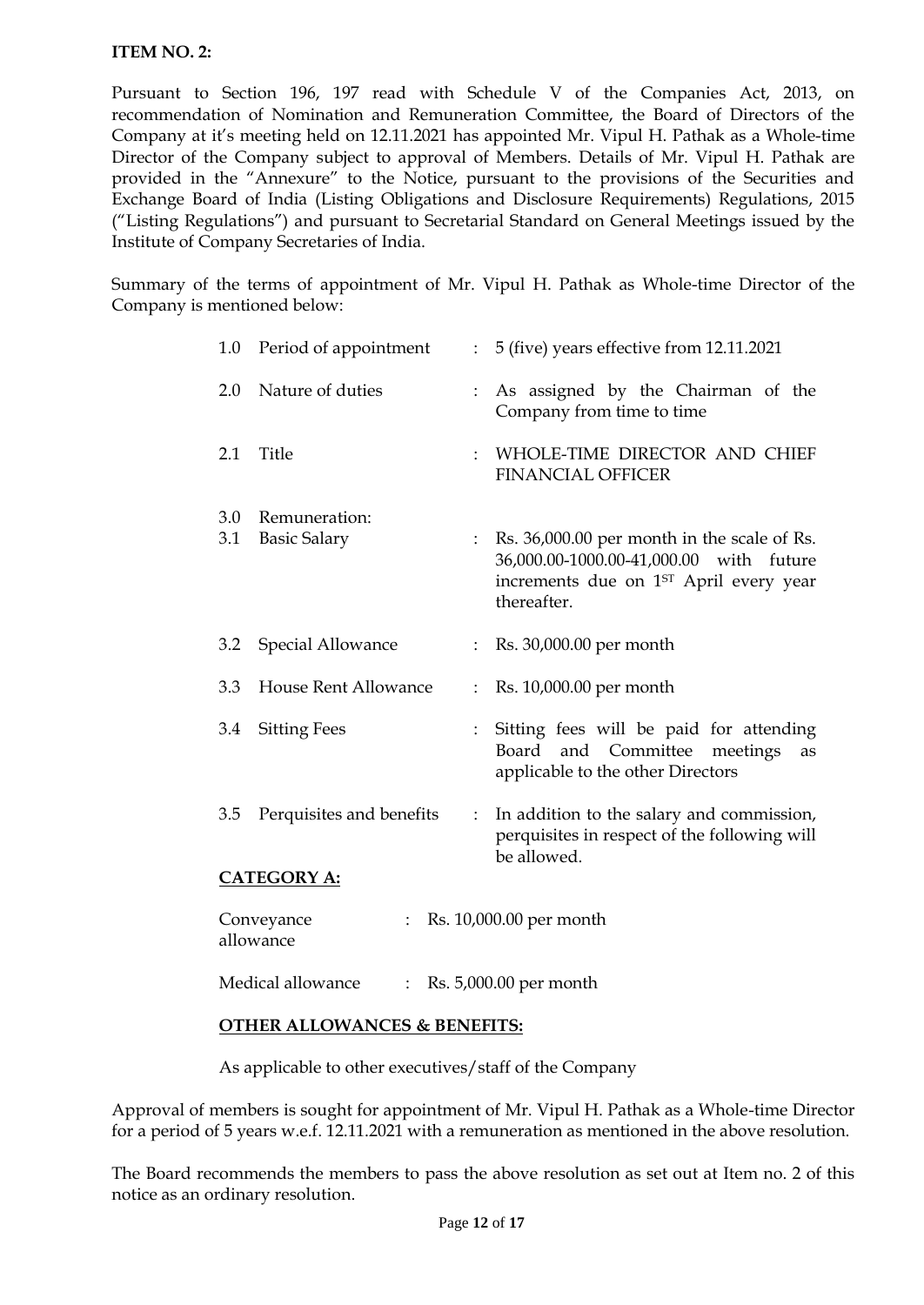**ITEM NO. 2:**

Pursuant to Section 196, 197 read with Schedule V of the Companies Act, 2013, on recommendation of Nomination and Remuneration Committee, the Board of Directors of the Company at it's meeting held on 12.11.2021 has appointed Mr. Vipul H. Pathak as a Whole-time Director of the Company subject to approval of Members. Details of Mr. Vipul H. Pathak are provided in the "Annexure" to the Notice, pursuant to the provisions of the Securities and Exchange Board of India (Listing Obligations and Disclosure Requirements) Regulations, 2015 ("Listing Regulations") and pursuant to Secretarial Standard on General Meetings issued by the Institute of Company Secretaries of India.

Summary of the terms of appointment of Mr. Vipul H. Pathak as Whole-time Director of the Company is mentioned below:

| | | | |
|---|---|---|---|
| 1.0 | Period of appointment | : | 5 (five) years effective from 12.11.2021 |
| 2.0 | Nature of duties | : | As assigned by the Chairman of the Company from time to time |
| 2.1 | Title | : | WHOLE-TIME DIRECTOR AND CHIEF FINANCIAL OFFICER |
| 3.0 | Remuneration: | | |
| 3.1 | Basic Salary | : | Rs. 36,000.00 per month in the scale of Rs. 36,000.00-1000.00-41,000.00 with future increments due on 1ST April every year thereafter. |
| 3.2 | Special Allowance | : | Rs. 30,000.00 per month |
| 3.3 | House Rent Allowance | : | Rs. 10,000.00 per month |
| 3.4 | Sitting Fees | : | Sitting fees will be paid for attending Board and Committee meetings as applicable to the other Directors |
| 3.5 | Perquisites and benefits | : | In addition to the salary and commission, perquisites in respect of the following will be allowed. |

**CATEGORY A:**

| | | |
|---|---|---|
| Conveyance allowance | : | Rs. 10,000.00 per month |
| Medical allowance | : | Rs. 5,000.00 per month |

**OTHER ALLOWANCES & BENEFITS:**

As applicable to other executives/staff of the Company

Approval of members is sought for appointment of Mr. Vipul H. Pathak as a Whole-time Director for a period of 5 years w.e.f. 12.11.2021 with a remuneration as mentioned in the above resolution.

The Board recommends the members to pass the above resolution as set out at Item no. 2 of this notice as an ordinary resolution.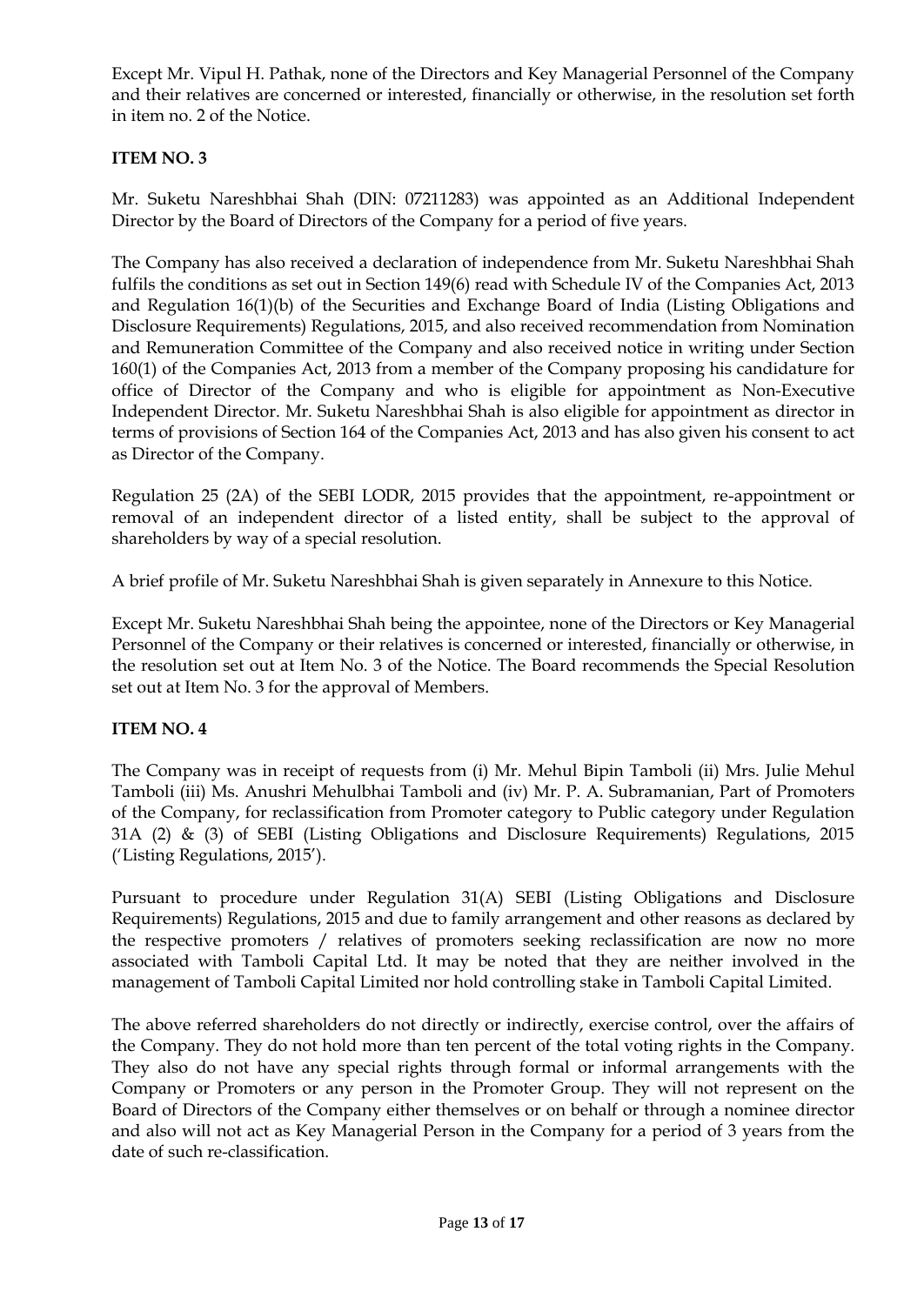Except Mr. Vipul H. Pathak, none of the Directors and Key Managerial Personnel of the Company and their relatives are concerned or interested, financially or otherwise, in the resolution set forth in item no. 2 of the Notice.

**ITEM NO. 3**

Mr. Suketu Nareshbhai Shah (DIN: 07211283) was appointed as an Additional Independent Director by the Board of Directors of the Company for a period of five years.

The Company has also received a declaration of independence from Mr. Suketu Nareshbhai Shah fulfils the conditions as set out in Section 149(6) read with Schedule IV of the Companies Act, 2013 and Regulation 16(1)(b) of the Securities and Exchange Board of India (Listing Obligations and Disclosure Requirements) Regulations, 2015, and also received recommendation from Nomination and Remuneration Committee of the Company and also received notice in writing under Section 160(1) of the Companies Act, 2013 from a member of the Company proposing his candidature for office of Director of the Company and who is eligible for appointment as Non-Executive Independent Director. Mr. Suketu Nareshbhai Shah is also eligible for appointment as director in terms of provisions of Section 164 of the Companies Act, 2013 and has also given his consent to act as Director of the Company.

Regulation 25 (2A) of the SEBI LODR, 2015 provides that the appointment, re-appointment or removal of an independent director of a listed entity, shall be subject to the approval of shareholders by way of a special resolution.

A brief profile of Mr. Suketu Nareshbhai Shah is given separately in Annexure to this Notice.

Except Mr. Suketu Nareshbhai Shah being the appointee, none of the Directors or Key Managerial Personnel of the Company or their relatives is concerned or interested, financially or otherwise, in the resolution set out at Item No. 3 of the Notice. The Board recommends the Special Resolution set out at Item No. 3 for the approval of Members.

**ITEM NO. 4**

The Company was in receipt of requests from (i) Mr. Mehul Bipin Tamboli (ii) Mrs. Julie Mehul Tamboli (iii) Ms. Anushri Mehulbhai Tamboli and (iv) Mr. P. A. Subramanian, Part of Promoters of the Company, for reclassification from Promoter category to Public category under Regulation 31A (2) & (3) of SEBI (Listing Obligations and Disclosure Requirements) Regulations, 2015 ('Listing Regulations, 2015').

Pursuant to procedure under Regulation 31(A) SEBI (Listing Obligations and Disclosure Requirements) Regulations, 2015 and due to family arrangement and other reasons as declared by the respective promoters / relatives of promoters seeking reclassification are now no more associated with Tamboli Capital Ltd. It may be noted that they are neither involved in the management of Tamboli Capital Limited nor hold controlling stake in Tamboli Capital Limited.

The above referred shareholders do not directly or indirectly, exercise control, over the affairs of the Company. They do not hold more than ten percent of the total voting rights in the Company. They also do not have any special rights through formal or informal arrangements with the Company or Promoters or any person in the Promoter Group. They will not represent on the Board of Directors of the Company either themselves or on behalf or through a nominee director and also will not act as Key Managerial Person in the Company for a period of 3 years from the date of such re-classification.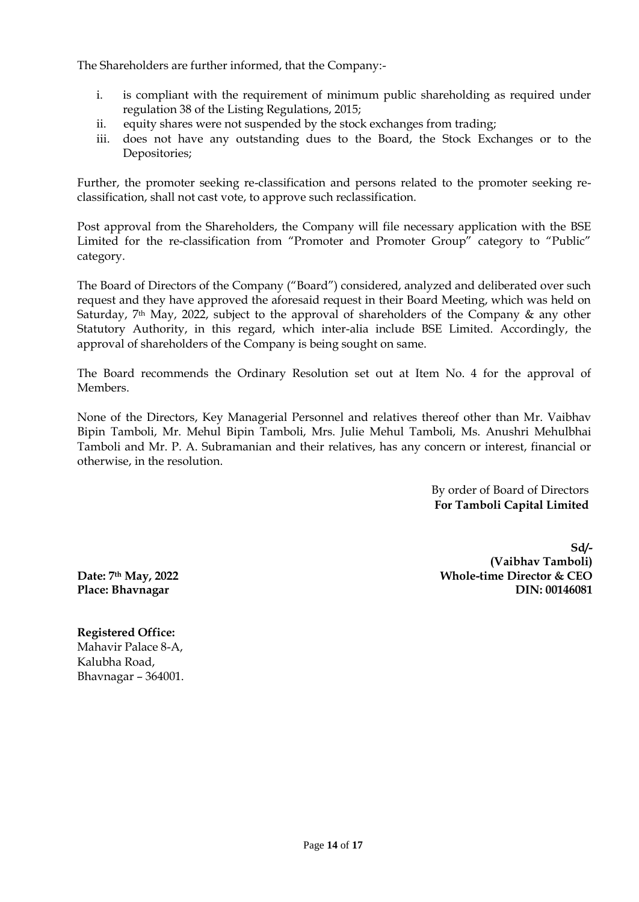The Shareholders are further informed, that the Company:-

i. is compliant with the requirement of minimum public shareholding as required under regulation 38 of the Listing Regulations, 2015;
ii. equity shares were not suspended by the stock exchanges from trading;
iii. does not have any outstanding dues to the Board, the Stock Exchanges or to the Depositories;

Further, the promoter seeking re-classification and persons related to the promoter seeking re-classification, shall not cast vote, to approve such reclassification.

Post approval from the Shareholders, the Company will file necessary application with the BSE Limited for the re-classification from "Promoter and Promoter Group" category to "Public" category.

The Board of Directors of the Company ("Board") considered, analyzed and deliberated over such request and they have approved the aforesaid request in their Board Meeting, which was held on Saturday, 7th May, 2022, subject to the approval of shareholders of the Company & any other Statutory Authority, in this regard, which inter-alia include BSE Limited. Accordingly, the approval of shareholders of the Company is being sought on same.

The Board recommends the Ordinary Resolution set out at Item No. 4 for the approval of Members.

None of the Directors, Key Managerial Personnel and relatives thereof other than Mr. Vaibhav Bipin Tamboli, Mr. Mehul Bipin Tamboli, Mrs. Julie Mehul Tamboli, Ms. Anushri Mehulbhai Tamboli and Mr. P. A. Subramanian and their relatives, has any concern or interest, financial or otherwise, in the resolution.

By order of Board of Directors
**For Tamboli Capital Limited**

**Sd/-**
**(Vaibhav Tamboli)**
**Whole-time Director & CEO**
**DIN: 00146081**

**Date: 7th May, 2022**
**Place: Bhavnagar**

**Registered Office:**
Mahavir Palace 8-A,
Kalubha Road,
Bhavnagar – 364001.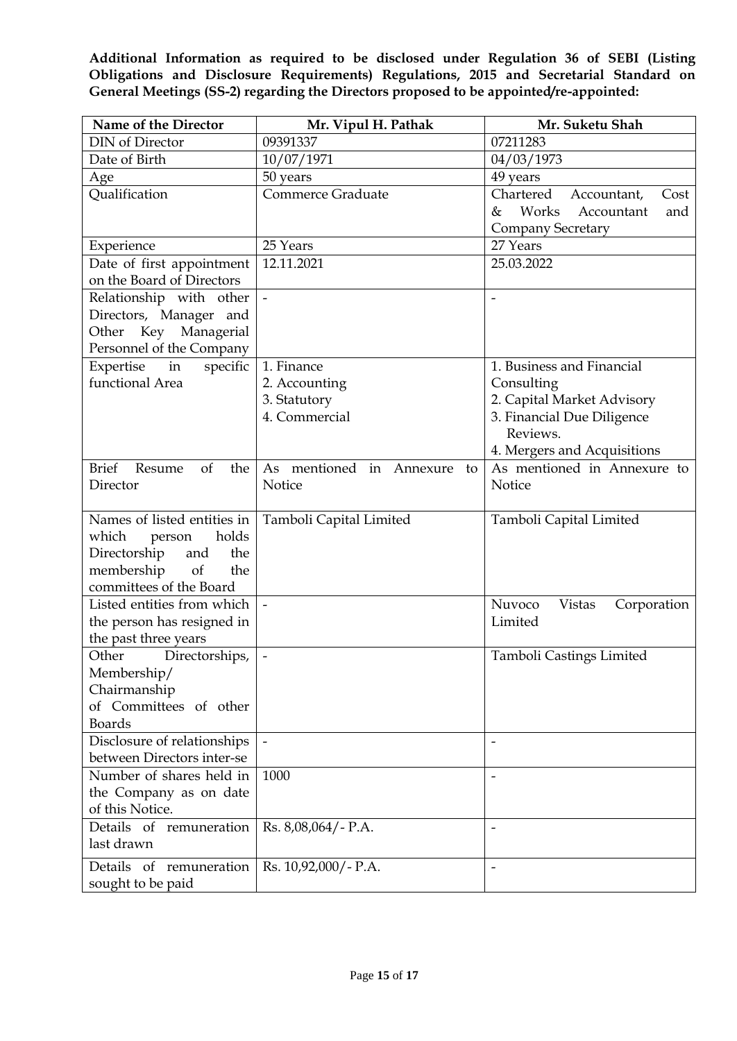**Additional Information as required to be disclosed under Regulation 36 of SEBI (Listing Obligations and Disclosure Requirements) Regulations, 2015 and Secretarial Standard on General Meetings (SS-2) regarding the Directors proposed to be appointed/re-appointed:**

| Name of the Director | Mr. Vipul H. Pathak | Mr. Suketu Shah |
|---|---|---|
| DIN of Director | 09391337 | 07211283 |
| Date of Birth | 10/07/1971 | 04/03/1973 |
| Age | 50 years | 49 years |
| Qualification | Commerce Graduate | Chartered Accountant, Cost & Works Accountant and Company Secretary |
| Experience | 25 Years | 27 Years |
| Date of first appointment on the Board of Directors | 12.11.2021 | 25.03.2022 |
| Relationship with other Directors, Manager and Other Key Managerial Personnel of the Company | - | - |
| Expertise in specific functional Area | 1. Finance<br>2. Accounting<br>3. Statutory<br>4. Commercial | 1. Business and Financial Consulting<br>2. Capital Market Advisory<br>3. Financial Due Diligence Reviews.<br>4. Mergers and Acquisitions |
| Brief Resume of the Director | As mentioned in Annexure to Notice | As mentioned in Annexure to Notice |
| Names of listed entities in which person holds Directorship and the membership of the committees of the Board | Tamboli Capital Limited | Tamboli Capital Limited |
| Listed entities from which the person has resigned in the past three years | - | Nuvoco Vistas Corporation Limited |
| Other Directorships, Membership/ Chairmanship of Committees of other Boards | - | Tamboli Castings Limited |
| Disclosure of relationships between Directors inter-se | - | - |
| Number of shares held in the Company as on date of this Notice. | 1000 | - |
| Details of remuneration last drawn | Rs. 8,08,064/- P.A. | - |
| Details of remuneration sought to be paid | Rs. 10,92,000/- P.A. | - |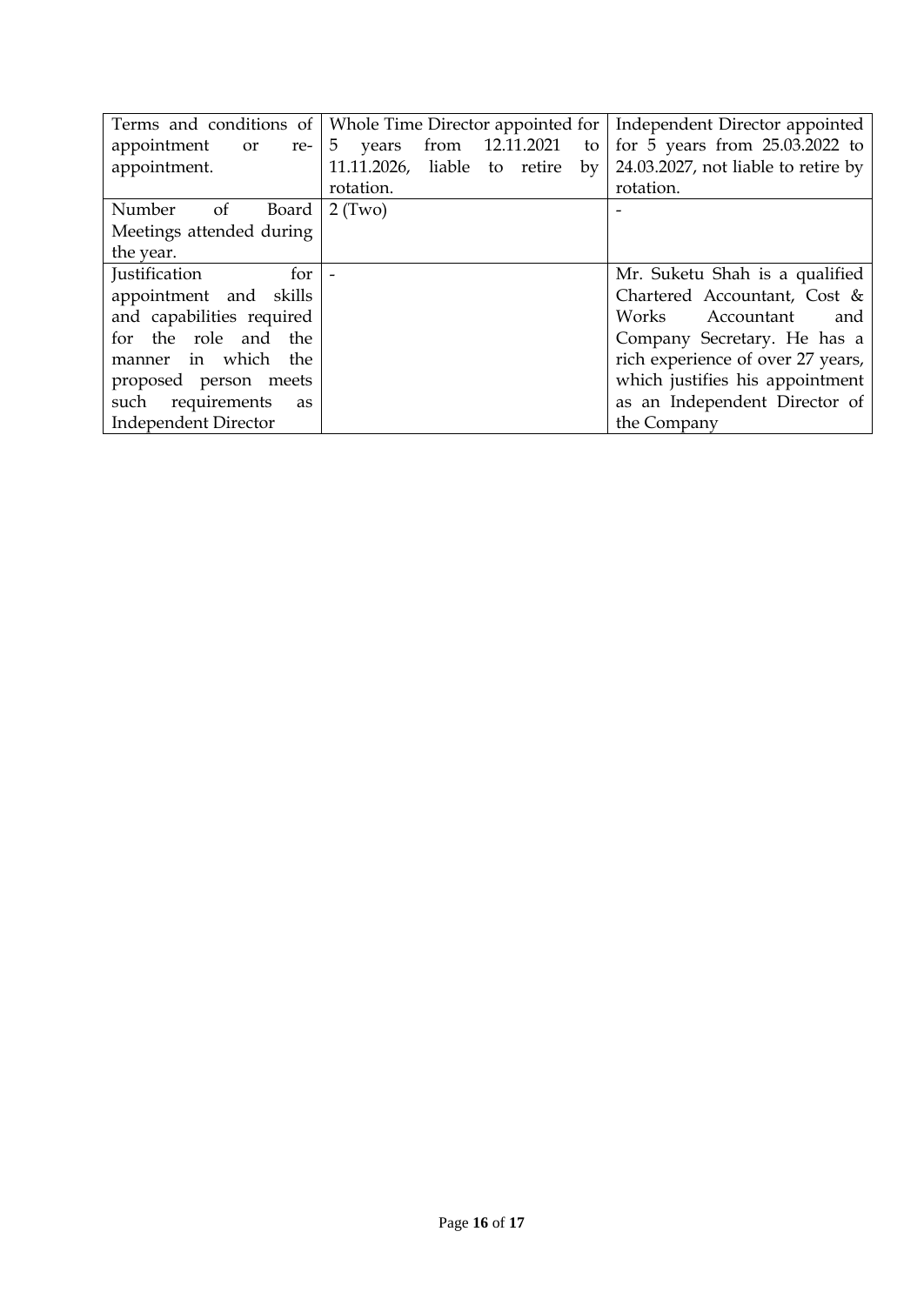| | | |
|---|---|---|
| Terms and conditions of appointment or re-appointment. | Whole Time Director appointed for 5 years from 12.11.2021 to 11.11.2026, liable to retire by rotation. | Independent Director appointed for 5 years from 25.03.2022 to 24.03.2027, not liable to retire by rotation. |
| Number of Board Meetings attended during the year. | 2 (Two) | - |
| Justification for appointment and skills and capabilities required for the role and the manner in which the proposed person meets such requirements as Independent Director | - | Mr. Suketu Shah is a qualified Chartered Accountant, Cost & Works Accountant and Company Secretary. He has a rich experience of over 27 years, which justifies his appointment as an Independent Director of the Company |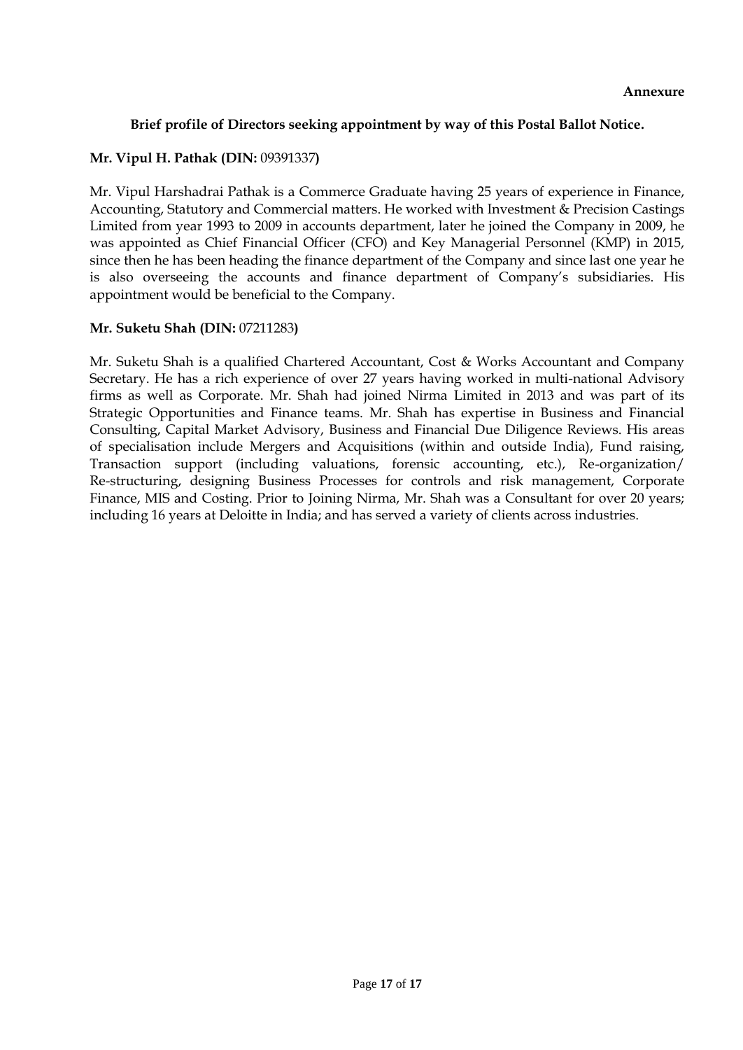**Annexure**

**Brief profile of Directors seeking appointment by way of this Postal Ballot Notice.**

**Mr. Vipul H. Pathak (DIN:** 09391337**)**

Mr. Vipul Harshadrai Pathak is a Commerce Graduate having 25 years of experience in Finance, Accounting, Statutory and Commercial matters. He worked with Investment & Precision Castings Limited from year 1993 to 2009 in accounts department, later he joined the Company in 2009, he was appointed as Chief Financial Officer (CFO) and Key Managerial Personnel (KMP) in 2015, since then he has been heading the finance department of the Company and since last one year he is also overseeing the accounts and finance department of Company's subsidiaries. His appointment would be beneficial to the Company.

**Mr. Suketu Shah (DIN:** 07211283**)**

Mr. Suketu Shah is a qualified Chartered Accountant, Cost & Works Accountant and Company Secretary. He has a rich experience of over 27 years having worked in multi-national Advisory firms as well as Corporate. Mr. Shah had joined Nirma Limited in 2013 and was part of its Strategic Opportunities and Finance teams. Mr. Shah has expertise in Business and Financial Consulting, Capital Market Advisory, Business and Financial Due Diligence Reviews. His areas of specialisation include Mergers and Acquisitions (within and outside India), Fund raising, Transaction support (including valuations, forensic accounting, etc.), Re-organization/ Re-structuring, designing Business Processes for controls and risk management, Corporate Finance, MIS and Costing. Prior to Joining Nirma, Mr. Shah was a Consultant for over 20 years; including 16 years at Deloitte in India; and has served a variety of clients across industries.